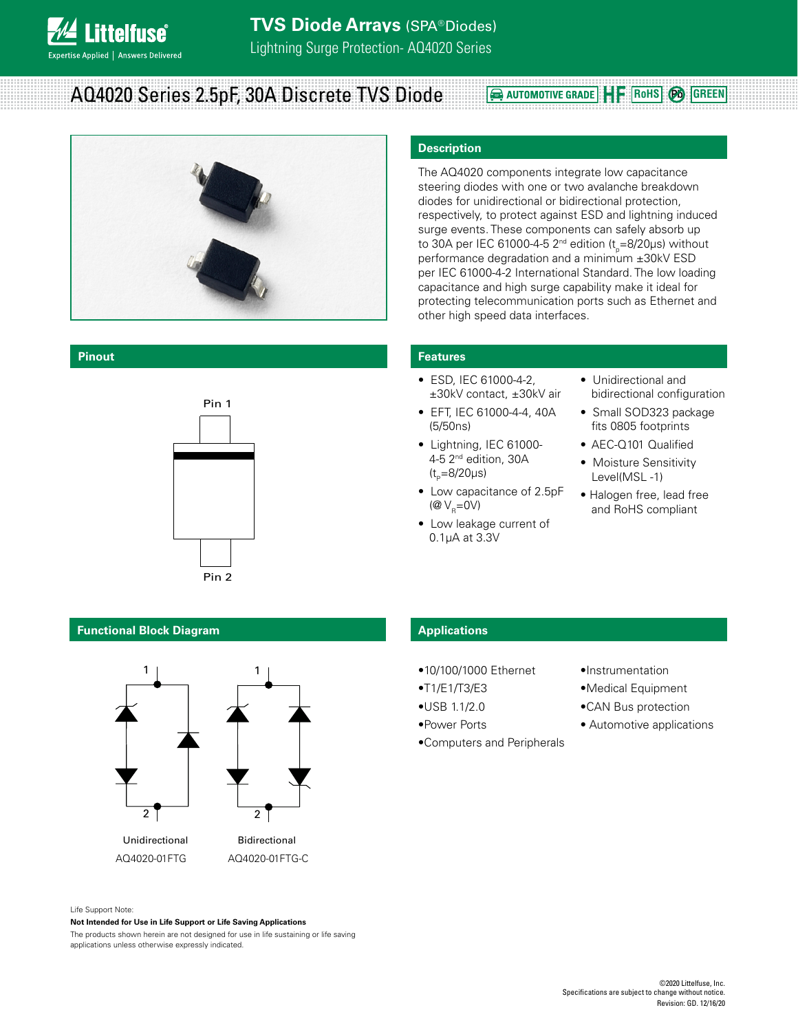# TVS Diode Arrays (SPA®Diodes)

Lightning Surge Protection- AQ4020 Series

## AQ4020 Series 2.5pF, 30A Discrete TVS Diode

AUTOMOTIVE GRADE HF RoHS Pb GREEN

## Description

The AQ4020 components integrate low capacitance steering diodes with one or two avalanche breakdown diodes for unidirectional or bidirectional protection, respectively, to protect against ESD and lightning induced surge events. These components can safely absorb up to 30A per IEC 61000-4-5 2nd edition ($t_p$=8/20μs) without performance degradation and a minimum ±30kV ESD per IEC 61000-4-2 International Standard. The low loading capacitance and high surge capability make it ideal for protecting telecommunication ports such as Ethernet and other high speed data interfaces.

## Pinout

Pin 1

Pin 2

## Features

- ESD, IEC 61000-4-2, ±30kV contact, ±30kV air
- EFT, IEC 61000-4-4, 40A (5/50ns)
- Lightning, IEC 61000-4-5 2nd edition, 30A ($t_p$=8/20μs)
- Low capacitance of 2.5pF (@ $V_R$=0V)
- Low leakage current of 0.1μA at 3.3V
- Unidirectional and bidirectional configuration
- Small SOD323 package fits 0805 footprints
- AEC-Q101 Qualified
- Moisture Sensitivity Level(MSL -1)
- Halogen free, lead free and RoHS compliant

## Functional Block Diagram

Unidirectional
AQ4020-01FTG

Bidirectional
AQ4020-01FTG-C

## Applications

- 10/100/1000 Ethernet
- T1/E1/T3/E3
- USB 1.1/2.0
- Power Ports
- Computers and Peripherals
- Instrumentation
- Medical Equipment
- CAN Bus protection
- Automotive applications

Life Support Note:

**Not Intended for Use in Life Support or Life Saving Applications**

The products shown herein are not designed for use in life sustaining or life saving applications unless otherwise expressly indicated.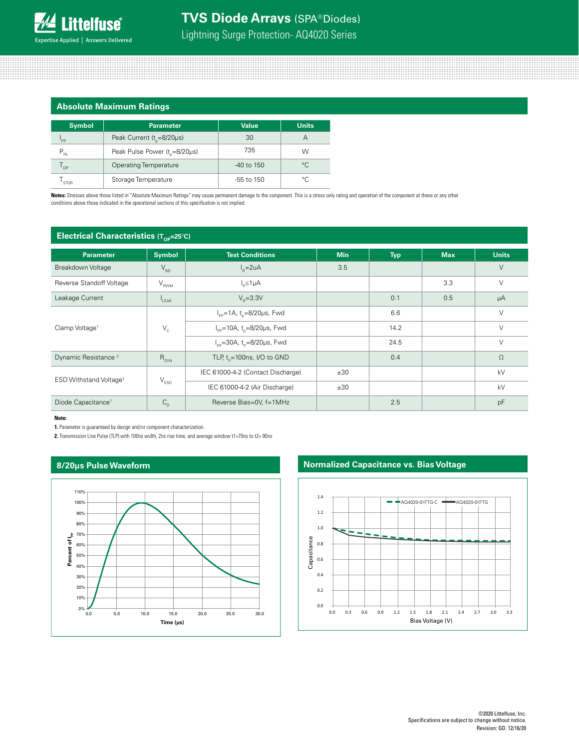## Absolute Maximum Ratings

| Symbol | Parameter | Value | Units |
|---|---|---|---|
| $I_{PP}$ | Peak Current ($t_p$=8/20μs) | 30 | A |
| $P_{Pk}$ | Peak Pulse Power ($t_p$=8/20μs) | 735 | W |
| $T_{OP}$ | Operating Temperature | -40 to 150 | °C |
| $T_{STOR}$ | Storage Temperature | -55 to 150 | °C |

**Notes:** Stresses above those listed in "Absolute Maximum Ratings" may cause permanent damage to the component. This is a stress only rating and operation of the component at these or any other conditions above those indicated in the operational sections of this specification is not implied.

## Electrical Characteristics ($T_{OP}$=25°C)

| Parameter | Symbol | Test Conditions | Min | Typ | Max | Units |
|---|---|---|---|---|---|---|
| Breakdown Voltage | $V_{BD}$ | $I_R$=2uA | 3.5 | | | V |
| Reverse Standoff Voltage | $V_{RWM}$ | $I_R$≤1μA | | | 3.3 | V |
| Leakage Current | $I_{LEAK}$ | $V_R$=3.3V | | 0.1 | 0.5 | μA |
| Clamp Voltage[1] | $V_C$ | $I_{PP}$=1A, $t_p$=8/20μs, Fwd | | 6.6 | | V |
| | | $I_{PP}$=10A, $t_p$=8/20μs, Fwd | | 14.2 | | V |
| | | $I_{PP}$=30A, $t_p$=8/20μs, Fwd | | 24.5 | | V |
| Dynamic Resistance [2] | $R_{DYN}$ | TLP, $t_p$=100ns, I/O to GND | | 0.4 | | Ω |
| ESD Withstand Voltage[1] | $V_{ESD}$ | IEC 61000-4-2 (Contact Discharge) | ±30 | | | kV |
| | | IEC 61000-4-2 (Air Discharge) | ±30 | | | kV |
| Diode Capacitance[1] | $C_D$ | Reverse Bias=0V, f=1MHz | | 2.5 | | pF |

**Note:**

**1.** Parameter is guaranteed by design and/or component characterization.

**2.** Transmission Line Pulse (TLP) with 100ns width, 2ns rise time, and average window t1=70ns to t2= 90ns

## 8/20μs Pulse Waveform

## Normalized Capacitance vs. Bias Voltage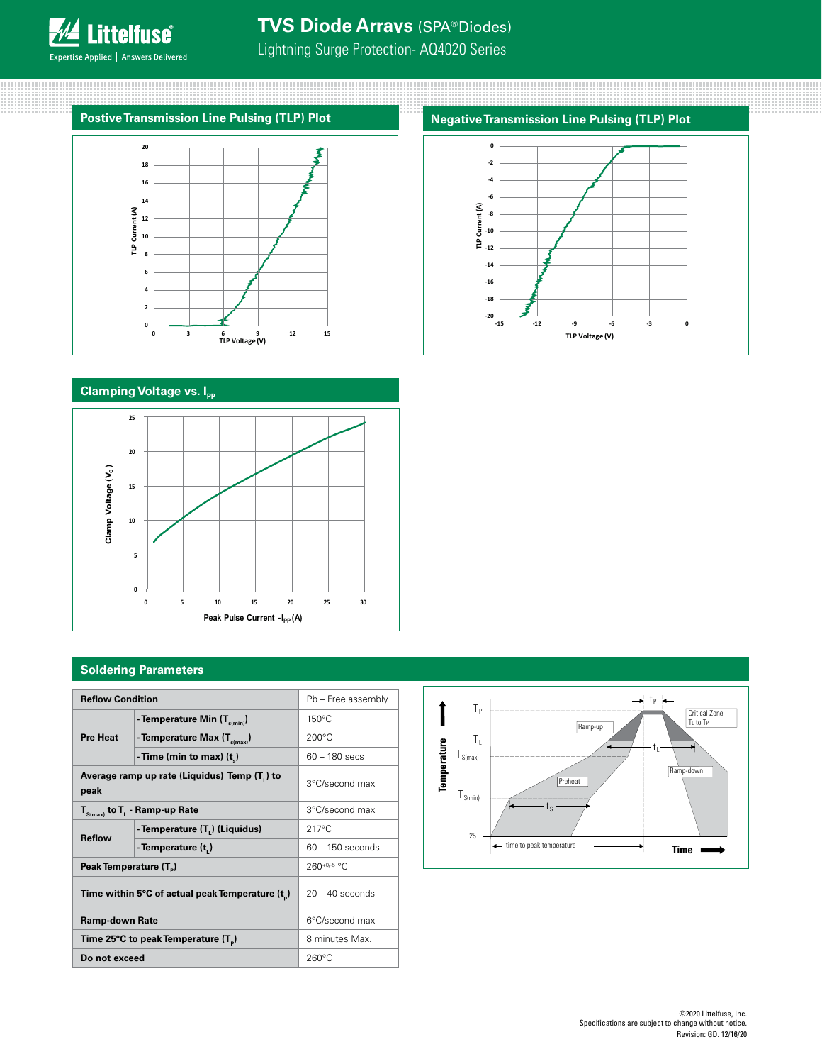## Postive Transmission Line Pulsing (TLP) Plot

## Negative Transmission Line Pulsing (TLP) Plot

## Clamping Voltage vs. $I_{PP}$

## Soldering Parameters

| Reflow Condition | | Pb – Free assembly |
|---|---|---|
| Pre Heat | - Temperature Min ($T_{s(min)}$) | 150°C |
| | - Temperature Max ($T_{s(max)}$) | 200°C |
| | - Time (min to max) ($t_s$) | 60 – 180 secs |
| Average ramp up rate (Liquidus) Temp ($T_L$) to peak | | 3°C/second max |
| $T_{S(max)}$ to $T_L$ - Ramp-up Rate | | 3°C/second max |
| Reflow | - Temperature ($T_L$) (Liquidus) | 217°C |
| | - Temperature ($t_L$) | 60 – 150 seconds |
| Peak Temperature ($T_P$) | | $260^{+0/-5}$ °C |
| Time within 5°C of actual peak Temperature ($t_p$) | | 20 – 40 seconds |
| Ramp-down Rate | | 6°C/second max |
| Time 25°C to peak Temperature ($T_P$) | | 8 minutes Max. |
| Do not exceed | | 260°C |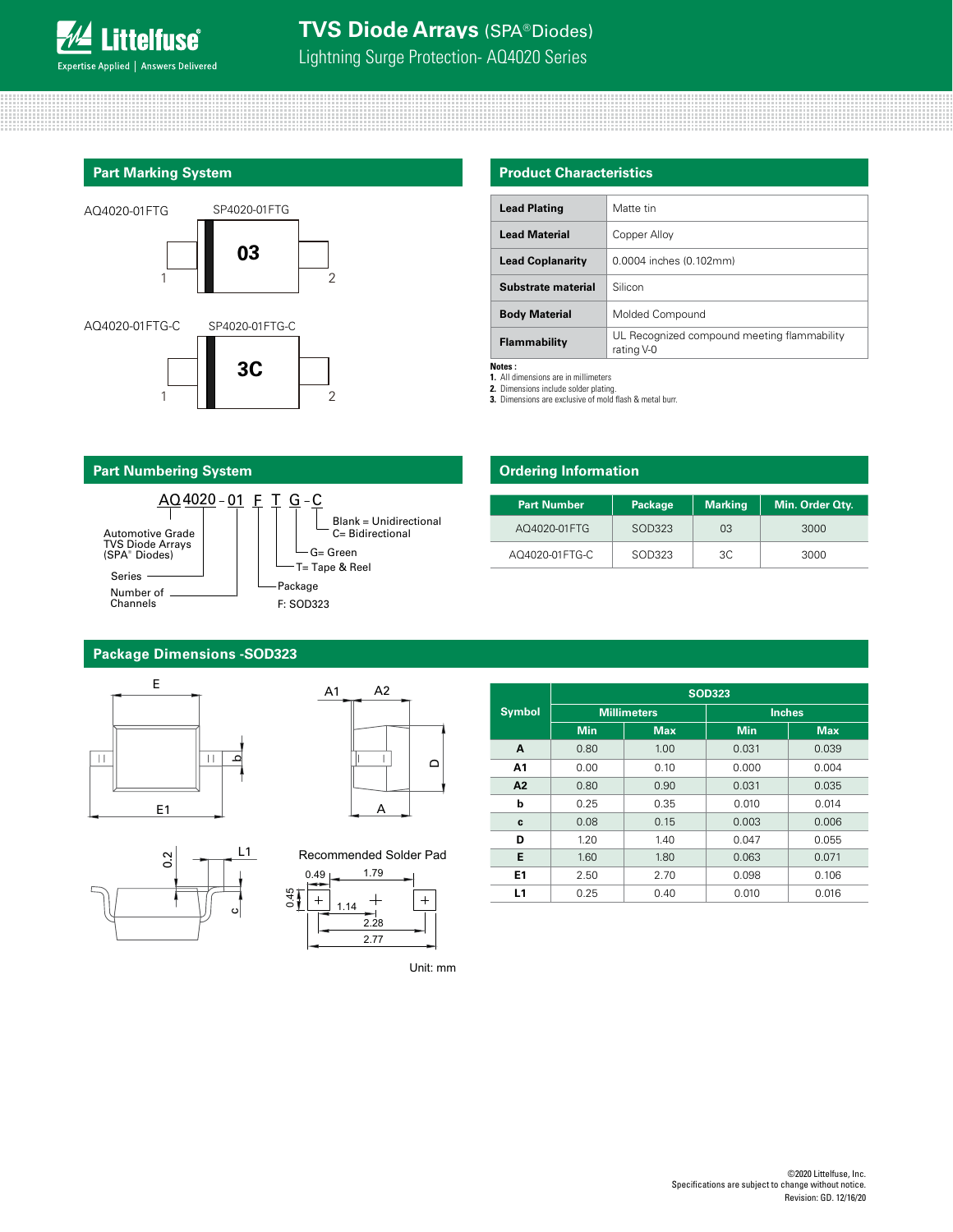# TVS Diode Arrays (SPA®Diodes)

Lightning Surge Protection- AQ4020 Series

## Part Marking System

AQ4020-01FTG SP4020-01FTG

03

1 2

AQ4020-01FTG-C SP4020-01FTG-C

3C

1 2

## Product Characteristics

| Lead Plating | Matte tin |
|---|---|
| Lead Material | Copper Alloy |
| Lead Coplanarity | 0.0004 inches (0.102mm) |
| Substrate material | Silicon |
| Body Material | Molded Compound |
| Flammability | UL Recognized compound meeting flammability rating V-0 |

**Notes :**

1. All dimensions are in millimeters
2. Dimensions include solder plating.
3. Dimensions are exclusive of mold flash & metal burr.

## Part Numbering System

AQ 4020 - 01 F T G - C

- AQ: Automotive Grade TVS Diode Arrays (SPA® Diodes)
- 4020: Series
- 01: Number of Channels
- F: Package — F: SOD323
- T= Tape & Reel
- G= Green
- Blank = Unidirectional; C= Bidirectional

## Ordering Information

| Part Number | Package | Marking | Min. Order Qty. |
|---|---|---|---|
| AQ4020-01FTG | SOD323 | 03 | 3000 |
| AQ4020-01FTG-C | SOD323 | 3C | 3000 |

## Package Dimensions -SOD323

Recommended Solder Pad: 0.49, 1.79, 0.45, 1.14, 2.28, 2.77

Unit: mm

| Symbol | SOD323 | | | |
|---|---|---|---|---|
| | Millimeters | | Inches | |
| | Min | Max | Min | Max |
| A | 0.80 | 1.00 | 0.031 | 0.039 |
| A1 | 0.00 | 0.10 | 0.000 | 0.004 |
| A2 | 0.80 | 0.90 | 0.031 | 0.035 |
| b | 0.25 | 0.35 | 0.010 | 0.014 |
| c | 0.08 | 0.15 | 0.003 | 0.006 |
| D | 1.20 | 1.40 | 0.047 | 0.055 |
| E | 1.60 | 1.80 | 0.063 | 0.071 |
| E1 | 2.50 | 2.70 | 0.098 | 0.106 |
| L1 | 0.25 | 0.40 | 0.010 | 0.016 |

©2020 Littelfuse, Inc.
Specifications are subject to change without notice.
Revision: GD. 12/16/20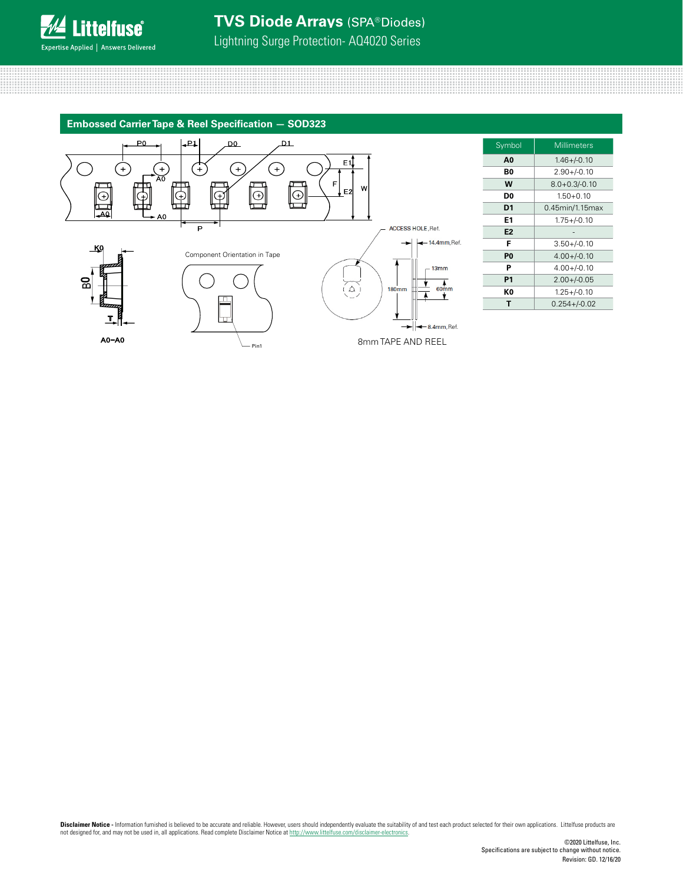## Embossed Carrier Tape & Reel Specification — SOD323

P0
P1
D0
D1
E1
F
E2
W
A0
A0
A0
P

ACCESS HOLE,Ref.
14.4mm,Ref.
13mm
180mm
60mm
8.4mm,Ref.

K0
B0
T
A0–A0

Component Orientation in Tape

Pin1

8mm TAPE AND REEL

| Symbol | Millimeters |
|---|---|
| **A0** | 1.46+/-0.10 |
| **B0** | 2.90+/-0.10 |
| **W** | 8.0+0.3/-0.10 |
| **D0** | 1.50+0.10 |
| **D1** | 0.45min/1.15max |
| **E1** | 1.75+/-0.10 |
| **E2** | - |
| **F** | 3.50+/-0.10 |
| **P0** | 4.00+/-0.10 |
| **P** | 4.00+/-0.10 |
| **P1** | 2.00+/-0.05 |
| **K0** | 1.25+/-0.10 |
| **T** | 0.254+/-0.02 |

**Disclaimer Notice** - Information furnished is believed to be accurate and reliable. However, users should independently evaluate the suitability of and test each product selected for their own applications. Littelfuse products are not designed for, and may not be used in, all applications. Read complete Disclaimer Notice at http://www.littelfuse.com/disclaimer-electronics.

©2020 Littelfuse, Inc.
Specifications are subject to change without notice.
Revision: GD. 12/16/20